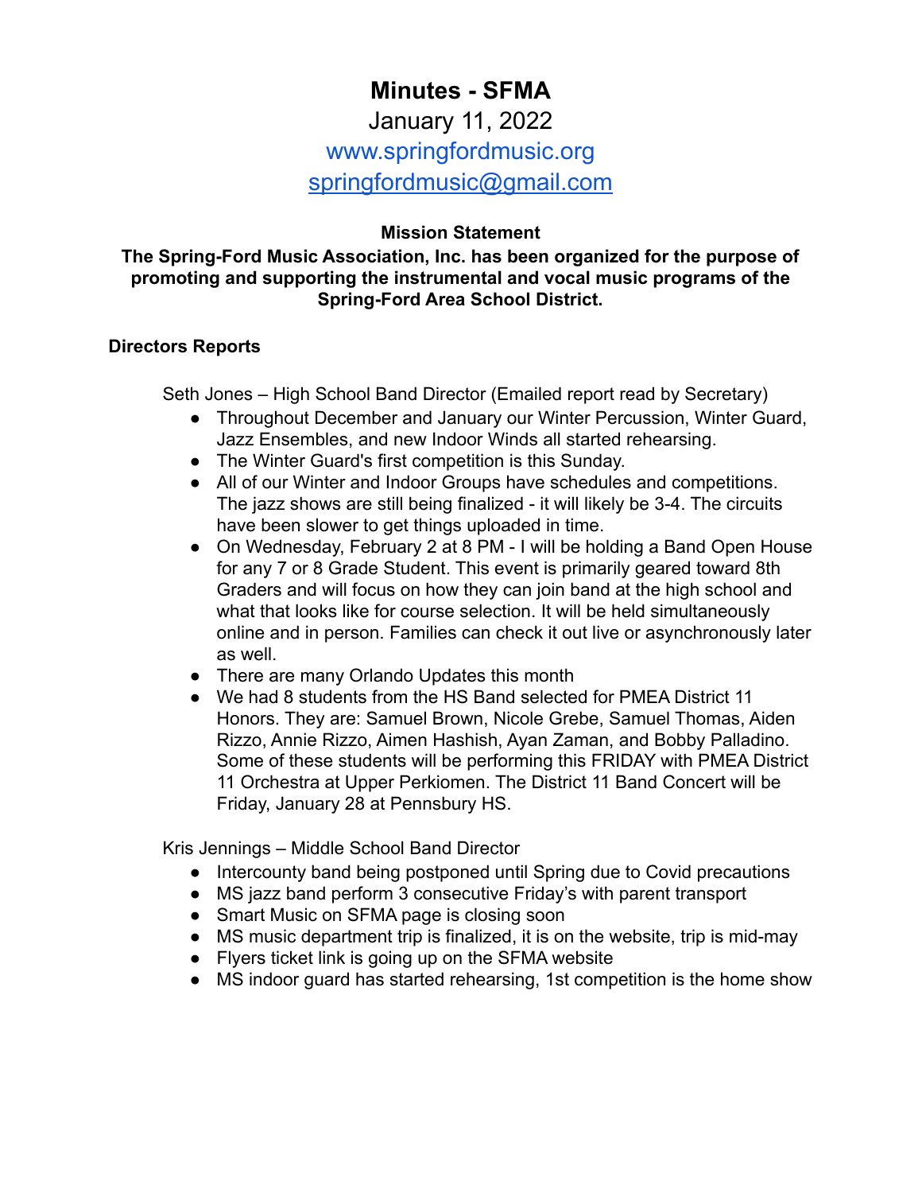# Minutes - SFMA

January 11, 2022

www.springfordmusic.org

springfordmusic@gmail.com

**Mission Statement**

**The Spring-Ford Music Association, Inc. has been organized for the purpose of promoting and supporting the instrumental and vocal music programs of the Spring-Ford Area School District.**

## Directors Reports

Seth Jones – High School Band Director (Emailed report read by Secretary)

- Throughout December and January our Winter Percussion, Winter Guard, Jazz Ensembles, and new Indoor Winds all started rehearsing.
- The Winter Guard's first competition is this Sunday.
- All of our Winter and Indoor Groups have schedules and competitions. The jazz shows are still being finalized - it will likely be 3-4. The circuits have been slower to get things uploaded in time.
- On Wednesday, February 2 at 8 PM - I will be holding a Band Open House for any 7 or 8 Grade Student. This event is primarily geared toward 8th Graders and will focus on how they can join band at the high school and what that looks like for course selection. It will be held simultaneously online and in person. Families can check it out live or asynchronously later as well.
- There are many Orlando Updates this month
- We had 8 students from the HS Band selected for PMEA District 11 Honors. They are: Samuel Brown, Nicole Grebe, Samuel Thomas, Aiden Rizzo, Annie Rizzo, Aimen Hashish, Ayan Zaman, and Bobby Palladino. Some of these students will be performing this FRIDAY with PMEA District 11 Orchestra at Upper Perkiomen. The District 11 Band Concert will be Friday, January 28 at Pennsbury HS.

Kris Jennings – Middle School Band Director

- Intercounty band being postponed until Spring due to Covid precautions
- MS jazz band perform 3 consecutive Friday's with parent transport
- Smart Music on SFMA page is closing soon
- MS music department trip is finalized, it is on the website, trip is mid-may
- Flyers ticket link is going up on the SFMA website
- MS indoor guard has started rehearsing, 1st competition is the home show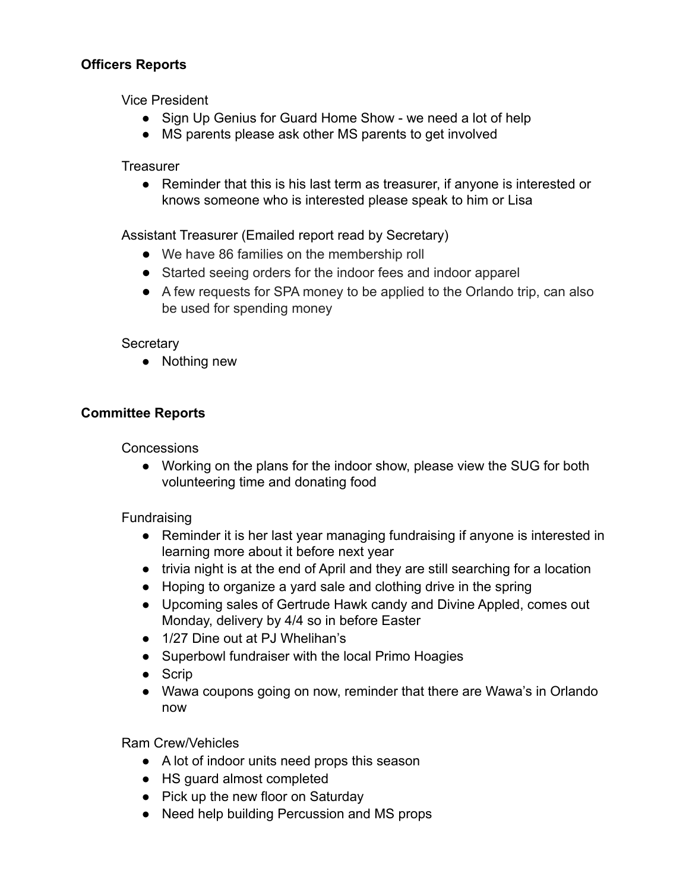**Officers Reports**

Vice President

- Sign Up Genius for Guard Home Show - we need a lot of help
- MS parents please ask other MS parents to get involved

Treasurer

- Reminder that this is his last term as treasurer, if anyone is interested or knows someone who is interested please speak to him or Lisa

Assistant Treasurer (Emailed report read by Secretary)

- We have 86 families on the membership roll
- Started seeing orders for the indoor fees and indoor apparel
- A few requests for SPA money to be applied to the Orlando trip, can also be used for spending money

Secretary

- Nothing new

**Committee Reports**

Concessions

- Working on the plans for the indoor show, please view the SUG for both volunteering time and donating food

Fundraising

- Reminder it is her last year managing fundraising if anyone is interested in learning more about it before next year
- trivia night is at the end of April and they are still searching for a location
- Hoping to organize a yard sale and clothing drive in the spring
- Upcoming sales of Gertrude Hawk candy and Divine Appled, comes out Monday, delivery by 4/4 so in before Easter
- 1/27 Dine out at PJ Whelihan's
- Superbowl fundraiser with the local Primo Hoagies
- Scrip
- Wawa coupons going on now, reminder that there are Wawa's in Orlando now

Ram Crew/Vehicles

- A lot of indoor units need props this season
- HS guard almost completed
- Pick up the new floor on Saturday
- Need help building Percussion and MS props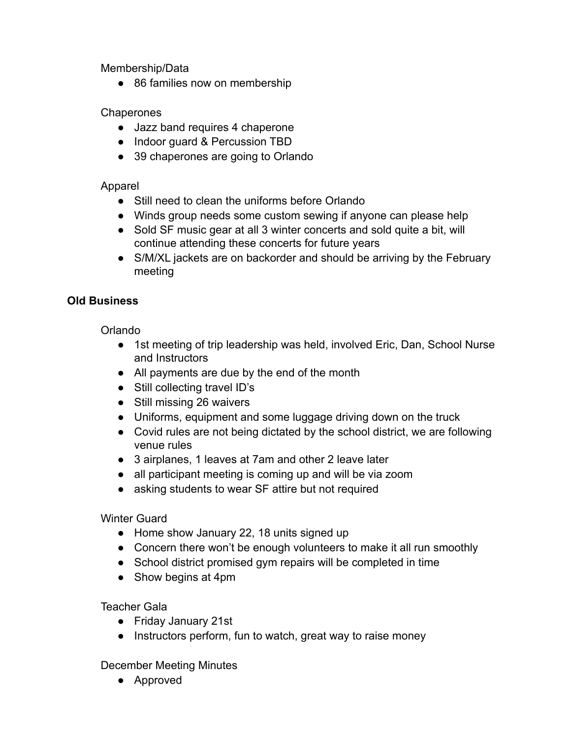Membership/Data

- 86 families now on membership

Chaperones

- Jazz band requires 4 chaperone
- Indoor guard & Percussion TBD
- 39 chaperones are going to Orlando

Apparel

- Still need to clean the uniforms before Orlando
- Winds group needs some custom sewing if anyone can please help
- Sold SF music gear at all 3 winter concerts and sold quite a bit, will continue attending these concerts for future years
- S/M/XL jackets are on backorder and should be arriving by the February meeting

**Old Business**

Orlando

- 1st meeting of trip leadership was held, involved Eric, Dan, School Nurse and Instructors
- All payments are due by the end of the month
- Still collecting travel ID's
- Still missing 26 waivers
- Uniforms, equipment and some luggage driving down on the truck
- Covid rules are not being dictated by the school district, we are following venue rules
- 3 airplanes, 1 leaves at 7am and other 2 leave later
- all participant meeting is coming up and will be via zoom
- asking students to wear SF attire but not required

Winter Guard

- Home show January 22, 18 units signed up
- Concern there won't be enough volunteers to make it all run smoothly
- School district promised gym repairs will be completed in time
- Show begins at 4pm

Teacher Gala

- Friday January 21st
- Instructors perform, fun to watch, great way to raise money

December Meeting Minutes

- Approved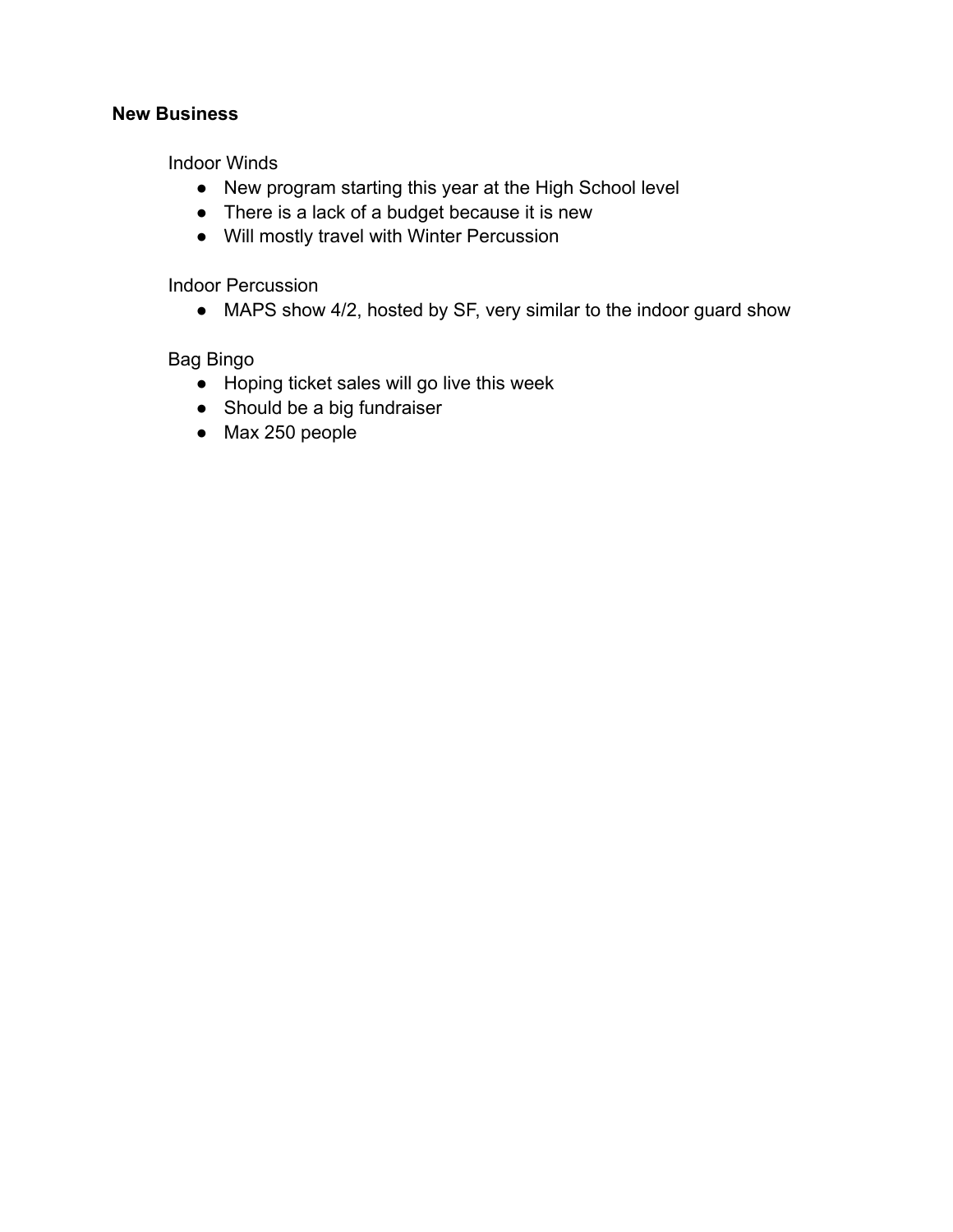**New Business**

Indoor Winds

- New program starting this year at the High School level
- There is a lack of a budget because it is new
- Will mostly travel with Winter Percussion

Indoor Percussion

- MAPS show 4/2, hosted by SF, very similar to the indoor guard show

Bag Bingo

- Hoping ticket sales will go live this week
- Should be a big fundraiser
- Max 250 people